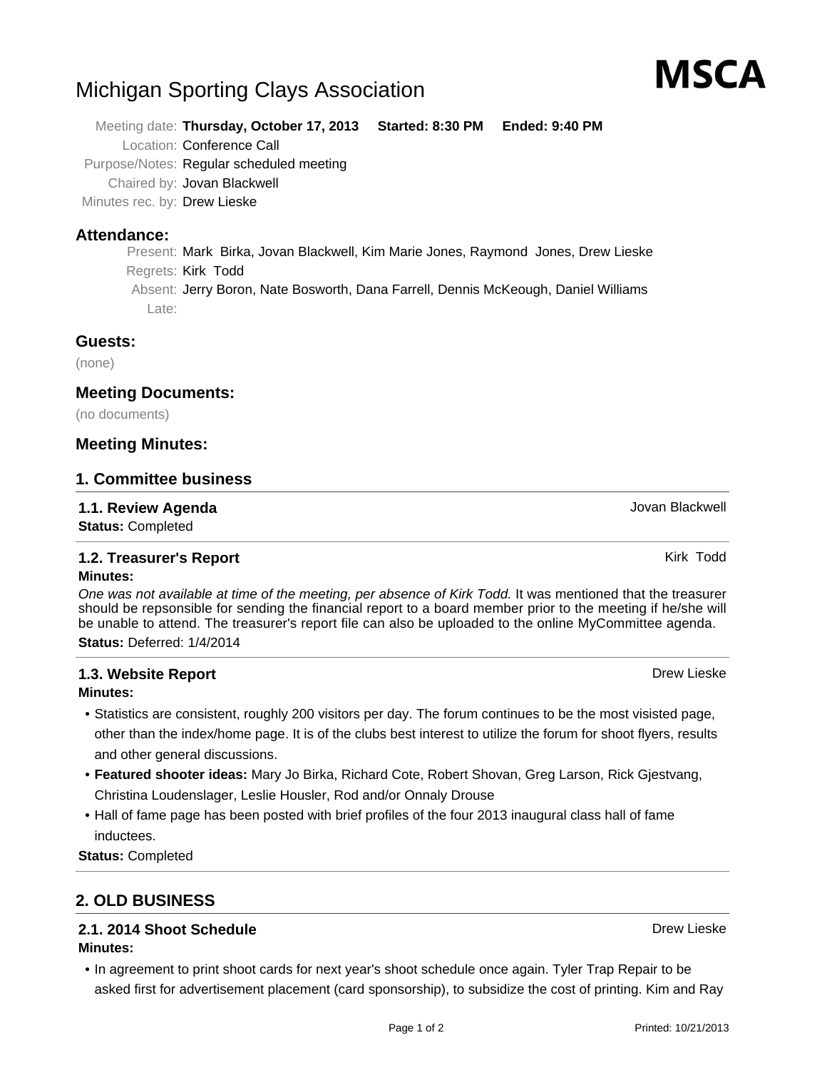# Michigan Sporting Clays Association

**MSCA**

Meeting date: **Thursday, October 17, 2013** **Started: 8:30 PM** **Ended: 9:40 PM**
Location: Conference Call
Purpose/Notes: Regular scheduled meeting
Chaired by: Jovan Blackwell
Minutes rec. by: Drew Lieske

## Attendance:

Present: Mark Birka, Jovan Blackwell, Kim Marie Jones, Raymond Jones, Drew Lieske
Regrets: Kirk Todd
Absent: Jerry Boron, Nate Bosworth, Dana Farrell, Dennis McKeough, Daniel Williams
Late:

## Guests:

(none)

## Meeting Documents:

(no documents)

## Meeting Minutes:

## 1. Committee business

### 1.1. Review Agenda

Jovan Blackwell

**Status:** Completed

### 1.2. Treasurer's Report

Kirk Todd

**Minutes:**

*One was not available at time of the meeting, per absence of Kirk Todd.* It was mentioned that the treasurer should be repsonsible for sending the financial report to a board member prior to the meeting if he/she will be unable to attend. The treasurer's report file can also be uploaded to the online MyCommittee agenda.

**Status:** Deferred: 1/4/2014

### 1.3. Website Report

Drew Lieske

**Minutes:**

- Statistics are consistent, roughly 200 visitors per day. The forum continues to be the most visisted page, other than the index/home page. It is of the clubs best interest to utilize the forum for shoot flyers, results and other general discussions.
- **Featured shooter ideas:** Mary Jo Birka, Richard Cote, Robert Shovan, Greg Larson, Rick Gjestvang, Christina Loudenslager, Leslie Housler, Rod and/or Onnaly Drouse
- Hall of fame page has been posted with brief profiles of the four 2013 inaugural class hall of fame inductees.

**Status:** Completed

## 2. OLD BUSINESS

### 2.1. 2014 Shoot Schedule

Drew Lieske

**Minutes:**

- In agreement to print shoot cards for next year's shoot schedule once again. Tyler Trap Repair to be asked first for advertisement placement (card sponsorship), to subsidize the cost of printing. Kim and Ray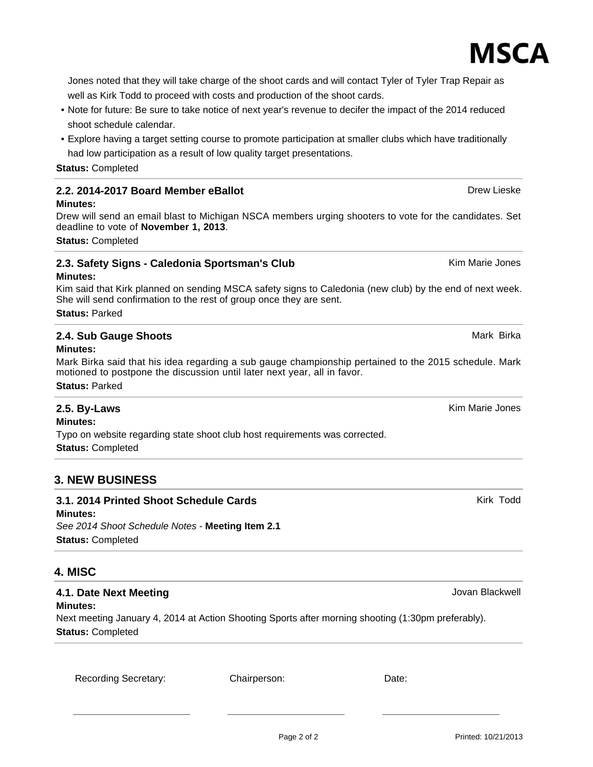Jones noted that they will take charge of the shoot cards and will contact Tyler of Tyler Trap Repair as well as Kirk Todd to proceed with costs and production of the shoot cards.

- Note for future: Be sure to take notice of next year's revenue to decifer the impact of the 2014 reduced shoot schedule calendar.
- Explore having a target setting course to promote participation at smaller clubs which have traditionally had low participation as a result of low quality target presentations.

**Status:** Completed

### 2.2. 2014-2017 Board Member eBallot

Drew Lieske

**Minutes:**

Drew will send an email blast to Michigan NSCA members urging shooters to vote for the candidates. Set deadline to vote of **November 1, 2013**.

**Status:** Completed

### 2.3. Safety Signs - Caledonia Sportsman's Club

Kim Marie Jones

**Minutes:**

Kim said that Kirk planned on sending MSCA safety signs to Caledonia (new club) by the end of next week. She will send confirmation to the rest of group once they are sent.

**Status:** Parked

### 2.4. Sub Gauge Shoots

Mark Birka

**Minutes:**

Mark Birka said that his idea regarding a sub gauge championship pertained to the 2015 schedule. Mark motioned to postpone the discussion until later next year, all in favor.

**Status:** Parked

### 2.5. By-Laws

Kim Marie Jones

**Minutes:**

Typo on website regarding state shoot club host requirements was corrected.

**Status:** Completed

## 3. NEW BUSINESS

### 3.1. 2014 Printed Shoot Schedule Cards

Kirk Todd

**Minutes:**

*See 2014 Shoot Schedule Notes* - **Meeting Item 2.1**

**Status:** Completed

## 4. MISC

### 4.1. Date Next Meeting

Jovan Blackwell

**Minutes:**

Next meeting January 4, 2014 at Action Shooting Sports after morning shooting (1:30pm preferably).

**Status:** Completed

| Recording Secretary: | Chairperson: | Date: |
| --- | --- | --- |
| | | |